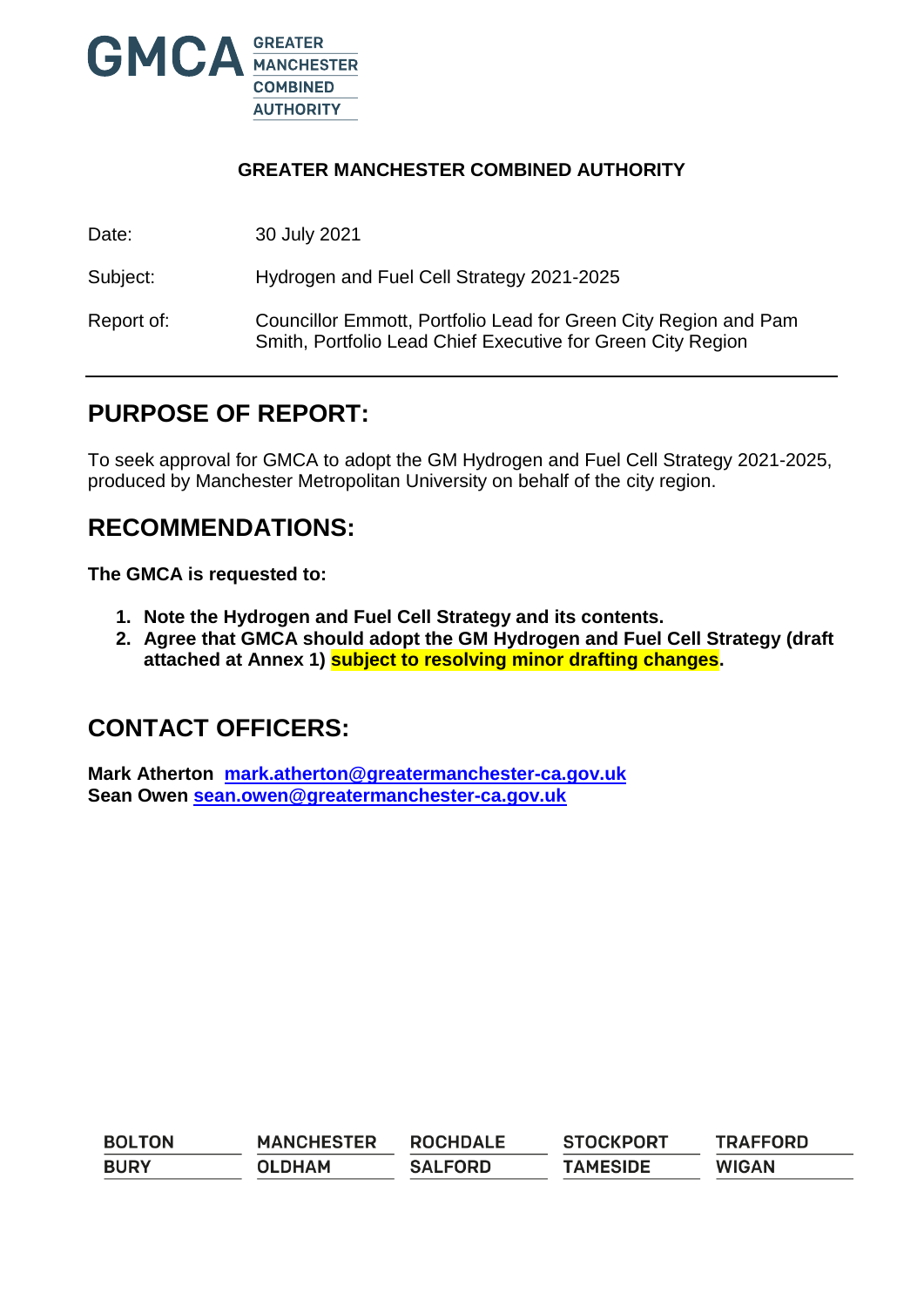GMCA GREATER MANCHESTER COMBINED AUTHORITY

**GREATER MANCHESTER COMBINED AUTHORITY**

| | |
|---|---|
| Date: | 30 July 2021 |
| Subject: | Hydrogen and Fuel Cell Strategy 2021-2025 |
| Report of: | Councillor Emmott, Portfolio Lead for Green City Region and Pam Smith, Portfolio Lead Chief Executive for Green City Region |

## PURPOSE OF REPORT:

To seek approval for GMCA to adopt the GM Hydrogen and Fuel Cell Strategy 2021-2025, produced by Manchester Metropolitan University on behalf of the city region.

## RECOMMENDATIONS:

**The GMCA is requested to:**

1. **Note the Hydrogen and Fuel Cell Strategy and its contents.**
2. **Agree that GMCA should adopt the GM Hydrogen and Fuel Cell Strategy (draft attached at Annex 1) subject to resolving minor drafting changes.**

## CONTACT OFFICERS:

**Mark Atherton** mark.atherton@greatermanchester-ca.gov.uk
**Sean Owen** sean.owen@greatermanchester-ca.gov.uk

| | | | | |
|---|---|---|---|---|
| BOLTON | MANCHESTER | ROCHDALE | STOCKPORT | TRAFFORD |
| BURY | OLDHAM | SALFORD | TAMESIDE | WIGAN |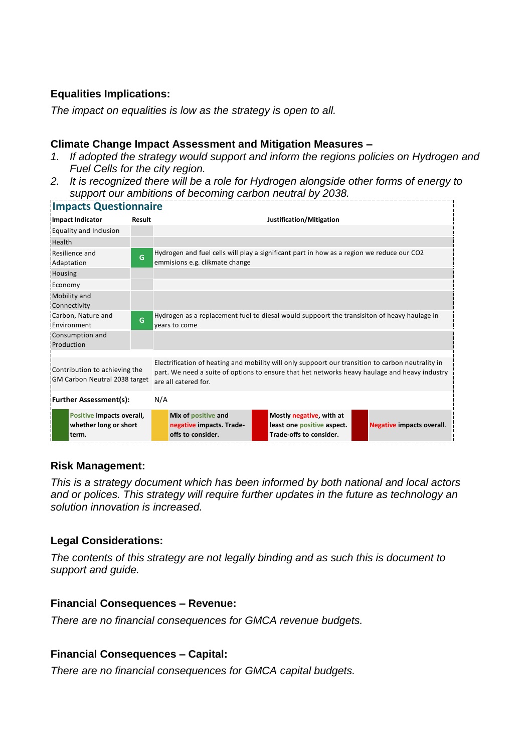### Equalities Implications:

*The impact on equalities is low as the strategy is open to all.*

### Climate Change Impact Assessment and Mitigation Measures –

1. *If adopted the strategy would support and inform the regions policies on Hydrogen and Fuel Cells for the city region.*
2. *It is recognized there will be a role for Hydrogen alongside other forms of energy to support our ambitions of becoming carbon neutral by 2038.*

**Impacts Questionnaire**

| Impact Indicator | Result | Justification/Mitigation |
|---|---|---|
| Equality and Inclusion | | |
| Health | | |
| Resilience and Adaptation | G | Hydrogen and fuel cells will play a significant part in how as a region we reduce our CO2 emmisions e.g. clikmate change |
| Housing | | |
| Economy | | |
| Mobility and Connectivity | | |
| Carbon, Nature and Environment | G | Hydrogen as a replacement fuel to diesal would suppoort the transisiton of heavy haulage in years to come |
| Consumption and Production | | |
| Contribution to achieving the GM Carbon Neutral 2038 target | | Electrification of heating and mobility will only suppoort our transition to carbon neutrality in part. We need a suite of options to ensure that het networks heavy haulage and heavy industry are all catered for. |
| **Further Assessment(s):** | | N/A |

| | | | |
|---|---|---|---|
| **Positive impacts overall, whether long or short term.** | **Mix of positive and negative impacts. Trade-offs to consider.** | **Mostly negative, with at least one positive aspect. Trade-offs to consider.** | **Negative impacts overall.** |

### Risk Management:

*This is a strategy document which has been informed by both national and local actors and or polices. This strategy will require further updates in the future as technology an solution innovation is increased.*

### Legal Considerations:

*The contents of this strategy are not legally binding and as such this is document to support and guide.*

### Financial Consequences – Revenue:

*There are no financial consequences for GMCA revenue budgets.*

### Financial Consequences – Capital:

*There are no financial consequences for GMCA capital budgets.*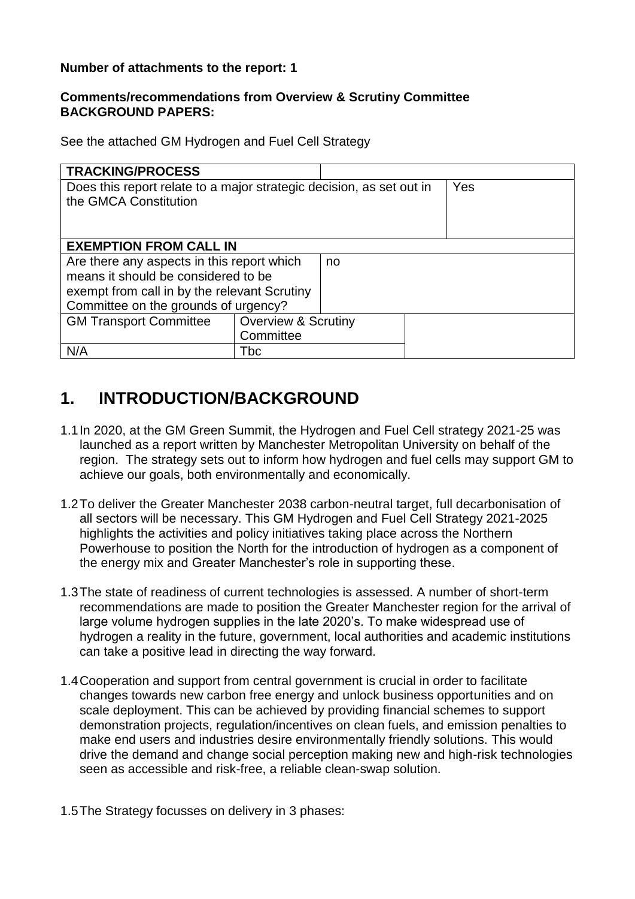**Number of attachments to the report: 1**

**Comments/recommendations from Overview & Scrutiny Committee**
**BACKGROUND PAPERS:**

See the attached GM Hydrogen and Fuel Cell Strategy

| **TRACKING/PROCESS** | | | |
|---|---|---|---|
| Does this report relate to a major strategic decision, as set out in the GMCA Constitution | | | Yes |
| **EXEMPTION FROM CALL IN** | | | |
| Are there any aspects in this report which means it should be considered to be exempt from call in by the relevant Scrutiny Committee on the grounds of urgency? | | no | |
| GM Transport Committee | Overview & Scrutiny Committee | | |
| N/A | Tbc | | |

# 1. INTRODUCTION/BACKGROUND

1.1 In 2020, at the GM Green Summit, the Hydrogen and Fuel Cell strategy 2021-25 was launched as a report written by Manchester Metropolitan University on behalf of the region. The strategy sets out to inform how hydrogen and fuel cells may support GM to achieve our goals, both environmentally and economically.

1.2 To deliver the Greater Manchester 2038 carbon-neutral target, full decarbonisation of all sectors will be necessary. This GM Hydrogen and Fuel Cell Strategy 2021-2025 highlights the activities and policy initiatives taking place across the Northern Powerhouse to position the North for the introduction of hydrogen as a component of the energy mix and Greater Manchester's role in supporting these.

1.3 The state of readiness of current technologies is assessed. A number of short-term recommendations are made to position the Greater Manchester region for the arrival of large volume hydrogen supplies in the late 2020's. To make widespread use of hydrogen a reality in the future, government, local authorities and academic institutions can take a positive lead in directing the way forward.

1.4 Cooperation and support from central government is crucial in order to facilitate changes towards new carbon free energy and unlock business opportunities and on scale deployment. This can be achieved by providing financial schemes to support demonstration projects, regulation/incentives on clean fuels, and emission penalties to make end users and industries desire environmentally friendly solutions. This would drive the demand and change social perception making new and high-risk technologies seen as accessible and risk-free, a reliable clean-swap solution.

1.5 The Strategy focusses on delivery in 3 phases: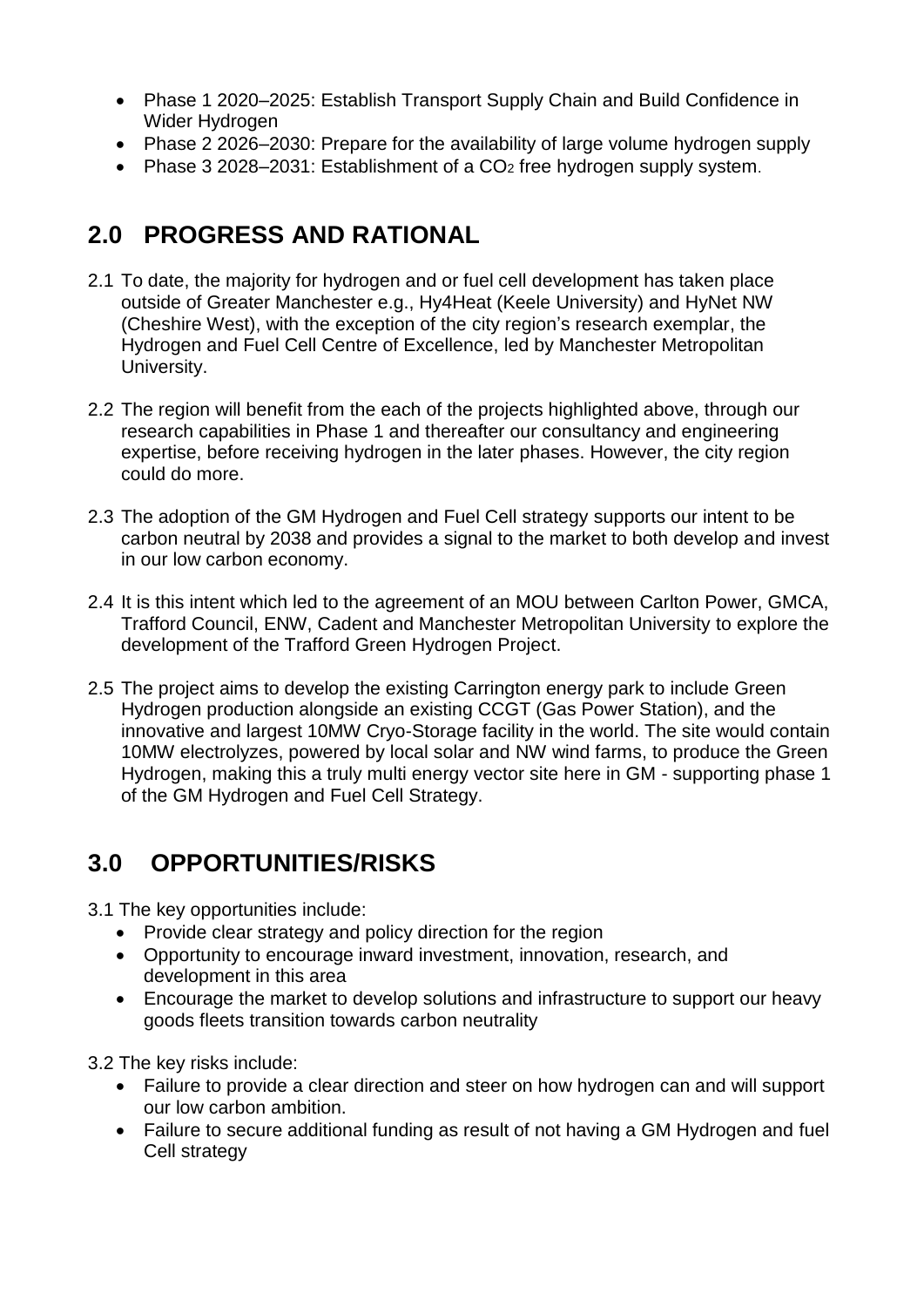- Phase 1 2020–2025: Establish Transport Supply Chain and Build Confidence in Wider Hydrogen
- Phase 2 2026–2030: Prepare for the availability of large volume hydrogen supply
- Phase 3 2028–2031: Establishment of a $CO_2$ free hydrogen supply system.

## 2.0 PROGRESS AND RATIONAL

2.1 To date, the majority for hydrogen and or fuel cell development has taken place outside of Greater Manchester e.g., Hy4Heat (Keele University) and HyNet NW (Cheshire West), with the exception of the city region's research exemplar, the Hydrogen and Fuel Cell Centre of Excellence, led by Manchester Metropolitan University.

2.2 The region will benefit from the each of the projects highlighted above, through our research capabilities in Phase 1 and thereafter our consultancy and engineering expertise, before receiving hydrogen in the later phases. However, the city region could do more.

2.3 The adoption of the GM Hydrogen and Fuel Cell strategy supports our intent to be carbon neutral by 2038 and provides a signal to the market to both develop and invest in our low carbon economy.

2.4 It is this intent which led to the agreement of an MOU between Carlton Power, GMCA, Trafford Council, ENW, Cadent and Manchester Metropolitan University to explore the development of the Trafford Green Hydrogen Project.

2.5 The project aims to develop the existing Carrington energy park to include Green Hydrogen production alongside an existing CCGT (Gas Power Station), and the innovative and largest 10MW Cryo-Storage facility in the world. The site would contain 10MW electrolyzes, powered by local solar and NW wind farms, to produce the Green Hydrogen, making this a truly multi energy vector site here in GM - supporting phase 1 of the GM Hydrogen and Fuel Cell Strategy.

## 3.0 OPPORTUNITIES/RISKS

3.1 The key opportunities include:

- Provide clear strategy and policy direction for the region
- Opportunity to encourage inward investment, innovation, research, and development in this area
- Encourage the market to develop solutions and infrastructure to support our heavy goods fleets transition towards carbon neutrality

3.2 The key risks include:

- Failure to provide a clear direction and steer on how hydrogen can and will support our low carbon ambition.
- Failure to secure additional funding as result of not having a GM Hydrogen and fuel Cell strategy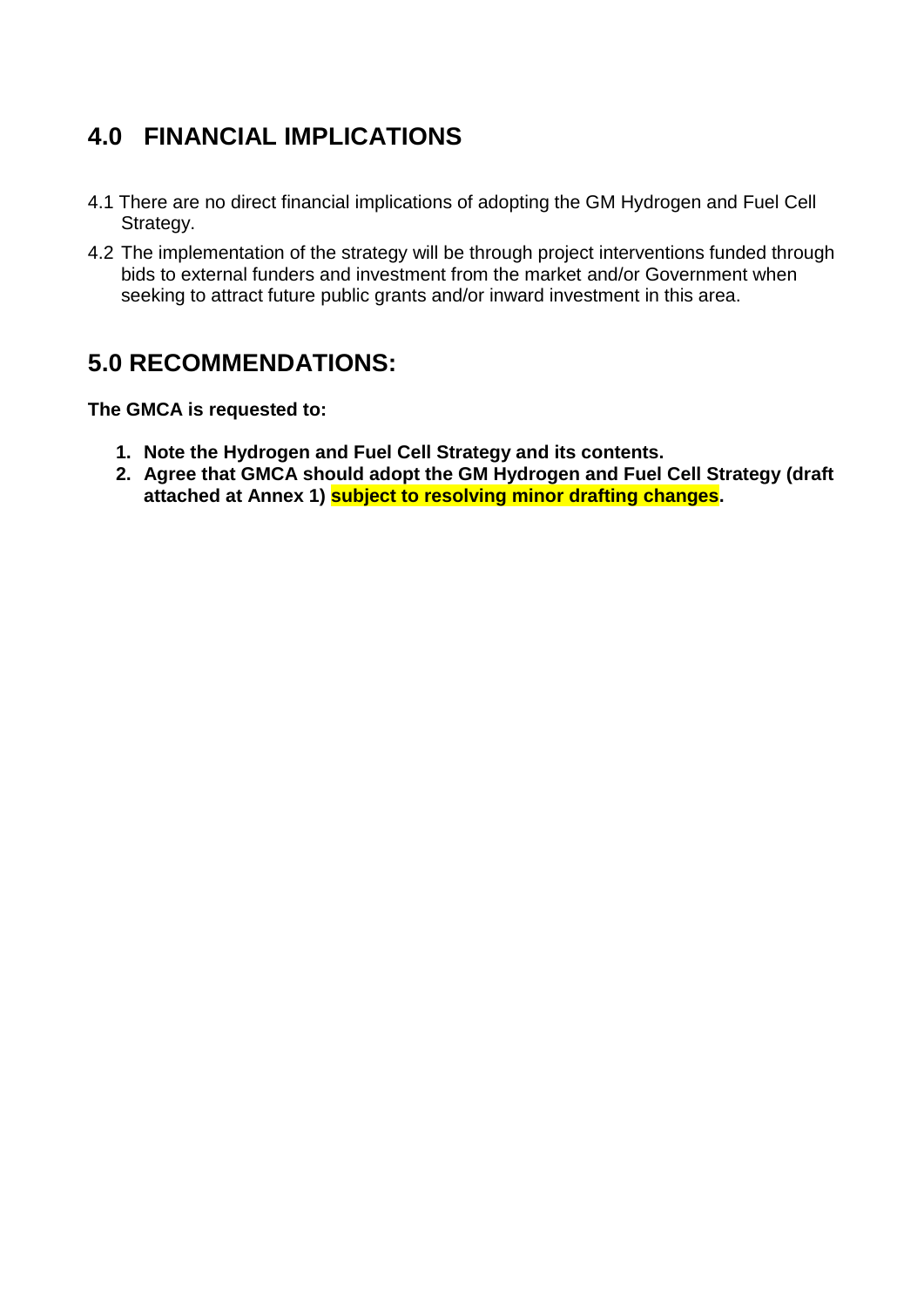## 4.0 FINANCIAL IMPLICATIONS

4.1 There are no direct financial implications of adopting the GM Hydrogen and Fuel Cell Strategy.

4.2 The implementation of the strategy will be through project interventions funded through bids to external funders and investment from the market and/or Government when seeking to attract future public grants and/or inward investment in this area.

## 5.0 RECOMMENDATIONS:

**The GMCA is requested to:**

1. **Note the Hydrogen and Fuel Cell Strategy and its contents.**
2. **Agree that GMCA should adopt the GM Hydrogen and Fuel Cell Strategy (draft attached at Annex 1) subject to resolving minor drafting changes.**